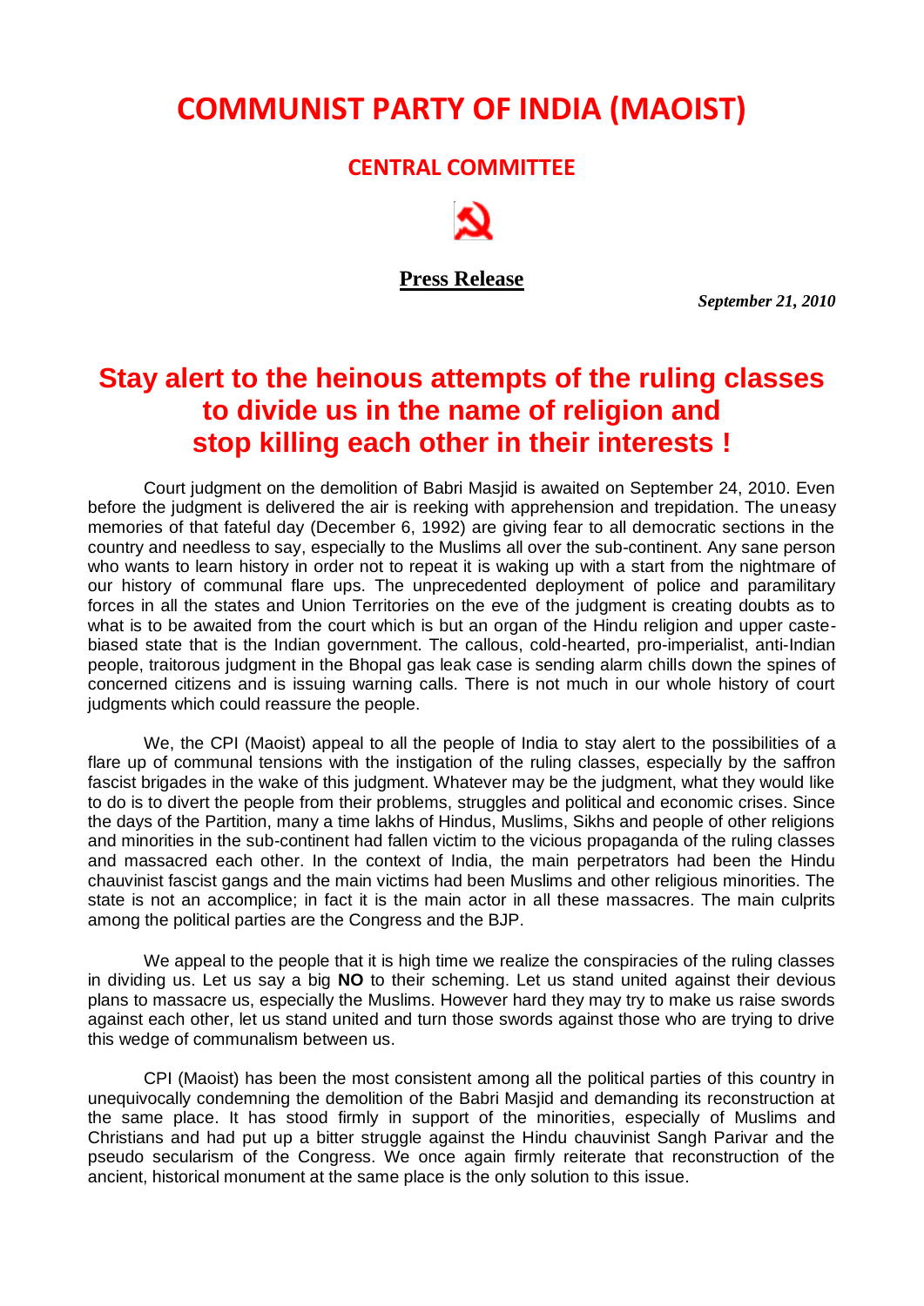# COMMUNIST PARTY OF INDIA (MAOIST)

## CENTRAL COMMITTEE

**Press Release**

***September 21, 2010***

## Stay alert to the heinous attempts of the ruling classes to divide us in the name of religion and stop killing each other in their interests !

Court judgment on the demolition of Babri Masjid is awaited on September 24, 2010. Even before the judgment is delivered the air is reeking with apprehension and trepidation. The uneasy memories of that fateful day (December 6, 1992) are giving fear to all democratic sections in the country and needless to say, especially to the Muslims all over the sub-continent. Any sane person who wants to learn history in order not to repeat it is waking up with a start from the nightmare of our history of communal flare ups. The unprecedented deployment of police and paramilitary forces in all the states and Union Territories on the eve of the judgment is creating doubts as to what is to be awaited from the court which is but an organ of the Hindu religion and upper caste-biased state that is the Indian government. The callous, cold-hearted, pro-imperialist, anti-Indian people, traitorous judgment in the Bhopal gas leak case is sending alarm chills down the spines of concerned citizens and is issuing warning calls. There is not much in our whole history of court judgments which could reassure the people.

We, the CPI (Maoist) appeal to all the people of India to stay alert to the possibilities of a flare up of communal tensions with the instigation of the ruling classes, especially by the saffron fascist brigades in the wake of this judgment. Whatever may be the judgment, what they would like to do is to divert the people from their problems, struggles and political and economic crises. Since the days of the Partition, many a time lakhs of Hindus, Muslims, Sikhs and people of other religions and minorities in the sub-continent had fallen victim to the vicious propaganda of the ruling classes and massacred each other. In the context of India, the main perpetrators had been the Hindu chauvinist fascist gangs and the main victims had been Muslims and other religious minorities. The state is not an accomplice; in fact it is the main actor in all these massacres. The main culprits among the political parties are the Congress and the BJP.

We appeal to the people that it is high time we realize the conspiracies of the ruling classes in dividing us. Let us say a big **NO** to their scheming. Let us stand united against their devious plans to massacre us, especially the Muslims. However hard they may try to make us raise swords against each other, let us stand united and turn those swords against those who are trying to drive this wedge of communalism between us.

CPI (Maoist) has been the most consistent among all the political parties of this country in unequivocally condemning the demolition of the Babri Masjid and demanding its reconstruction at the same place. It has stood firmly in support of the minorities, especially of Muslims and Christians and had put up a bitter struggle against the Hindu chauvinist Sangh Parivar and the pseudo secularism of the Congress. We once again firmly reiterate that reconstruction of the ancient, historical monument at the same place is the only solution to this issue.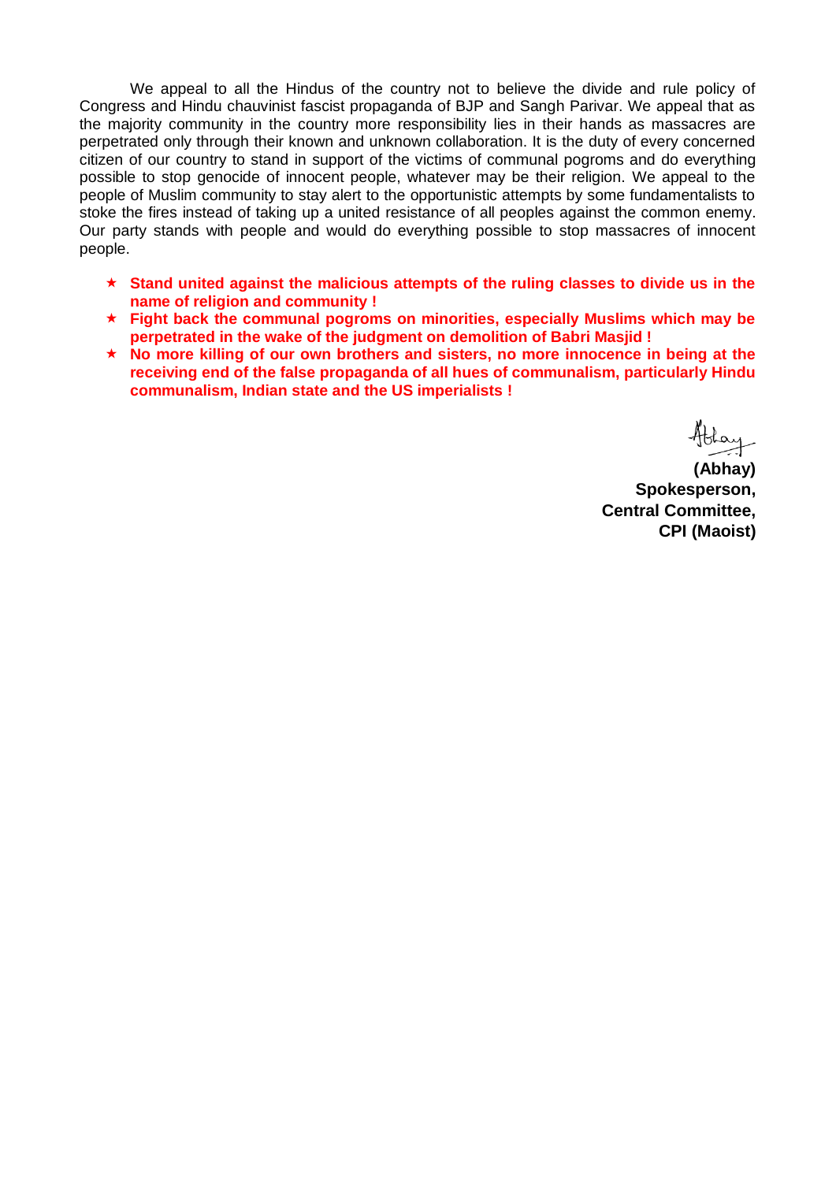We appeal to all the Hindus of the country not to believe the divide and rule policy of Congress and Hindu chauvinist fascist propaganda of BJP and Sangh Parivar. We appeal that as the majority community in the country more responsibility lies in their hands as massacres are perpetrated only through their known and unknown collaboration. It is the duty of every concerned citizen of our country to stand in support of the victims of communal pogroms and do everything possible to stop genocide of innocent people, whatever may be their religion. We appeal to the people of Muslim community to stay alert to the opportunistic attempts by some fundamentalists to stoke the fires instead of taking up a united resistance of all peoples against the common enemy. Our party stands with people and would do everything possible to stop massacres of innocent people.

- **Stand united against the malicious attempts of the ruling classes to divide us in the name of religion and community !**
- **Fight back the communal pogroms on minorities, especially Muslims which may be perpetrated in the wake of the judgment on demolition of Babri Masjid !**
- **No more killing of our own brothers and sisters, no more innocence in being at the receiving end of the false propaganda of all hues of communalism, particularly Hindu communalism, Indian state and the US imperialists !**

Abhay

**(Abhay)**
**Spokesperson,**
**Central Committee,**
**CPI (Maoist)**